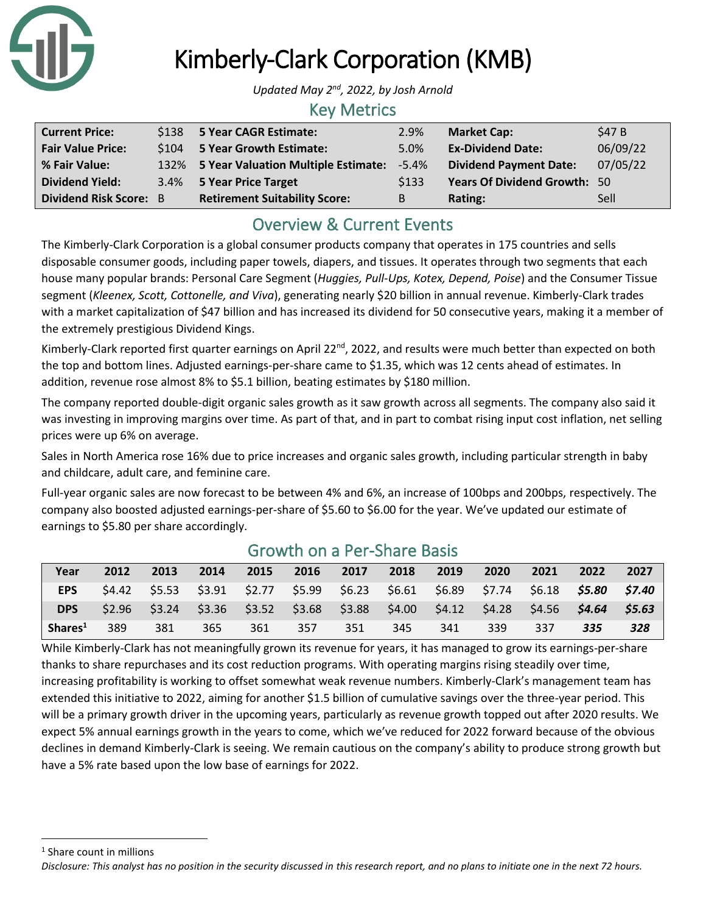# Kimberly-Clark Corporation (KMB)

*Updated May 2nd, 2022, by Josh Arnold*

## Key Metrics

| | | | | | |
|---|---|---|---|---|---|
| **Current Price:** | $138 | **5 Year CAGR Estimate:** | 2.9% | **Market Cap:** | $47 B |
| **Fair Value Price:** | $104 | **5 Year Growth Estimate:** | 5.0% | **Ex-Dividend Date:** | 06/09/22 |
| **% Fair Value:** | 132% | **5 Year Valuation Multiple Estimate:** | -5.4% | **Dividend Payment Date:** | 07/05/22 |
| **Dividend Yield:** | 3.4% | **5 Year Price Target** | $133 | **Years Of Dividend Growth:** | 50 |
| **Dividend Risk Score:** | B | **Retirement Suitability Score:** | B | **Rating:** | Sell |

## Overview & Current Events

The Kimberly-Clark Corporation is a global consumer products company that operates in 175 countries and sells disposable consumer goods, including paper towels, diapers, and tissues. It operates through two segments that each house many popular brands: Personal Care Segment (*Huggies, Pull-Ups, Kotex, Depend, Poise*) and the Consumer Tissue segment (*Kleenex, Scott, Cottonelle, and Viva*), generating nearly $20 billion in annual revenue. Kimberly-Clark trades with a market capitalization of $47 billion and has increased its dividend for 50 consecutive years, making it a member of the extremely prestigious Dividend Kings.

Kimberly-Clark reported first quarter earnings on April 22nd, 2022, and results were much better than expected on both the top and bottom lines. Adjusted earnings-per-share came to $1.35, which was 12 cents ahead of estimates. In addition, revenue rose almost 8% to $5.1 billion, beating estimates by $180 million.

The company reported double-digit organic sales growth as it saw growth across all segments. The company also said it was investing in improving margins over time. As part of that, and in part to combat rising input cost inflation, net selling prices were up 6% on average.

Sales in North America rose 16% due to price increases and organic sales growth, including particular strength in baby and childcare, adult care, and feminine care.

Full-year organic sales are now forecast to be between 4% and 6%, an increase of 100bps and 200bps, respectively. The company also boosted adjusted earnings-per-share of $5.60 to $6.00 for the year. We've updated our estimate of earnings to $5.80 per share accordingly.

## Growth on a Per-Share Basis

| Year | 2012 | 2013 | 2014 | 2015 | 2016 | 2017 | 2018 | 2019 | 2020 | 2021 | 2022 | 2027 |
|---|---|---|---|---|---|---|---|---|---|---|---|---|
| **EPS** | $4.42 | $5.53 | $3.91 | $2.77 | $5.99 | $6.23 | $6.61 | $6.89 | $7.74 | $6.18 | ***$5.80*** | ***$7.40*** |
| **DPS** | $2.96 | $3.24 | $3.36 | $3.52 | $3.68 | $3.88 | $4.00 | $4.12 | $4.28 | $4.56 | ***$4.64*** | ***$5.63*** |
| **Shares[1]** | 389 | 381 | 365 | 361 | 357 | 351 | 345 | 341 | 339 | 337 | ***335*** | ***328*** |

While Kimberly-Clark has not meaningfully grown its revenue for years, it has managed to grow its earnings-per-share thanks to share repurchases and its cost reduction programs. With operating margins rising steadily over time, increasing profitability is working to offset somewhat weak revenue numbers. Kimberly-Clark's management team has extended this initiative to 2022, aiming for another $1.5 billion of cumulative savings over the three-year period. This will be a primary growth driver in the upcoming years, particularly as revenue growth topped out after 2020 results. We expect 5% annual earnings growth in the years to come, which we've reduced for 2022 forward because of the obvious declines in demand Kimberly-Clark is seeing. We remain cautious on the company's ability to produce strong growth but have a 5% rate based upon the low base of earnings for 2022.

[1] Share count in millions

*Disclosure: This analyst has no position in the security discussed in this research report, and no plans to initiate one in the next 72 hours.*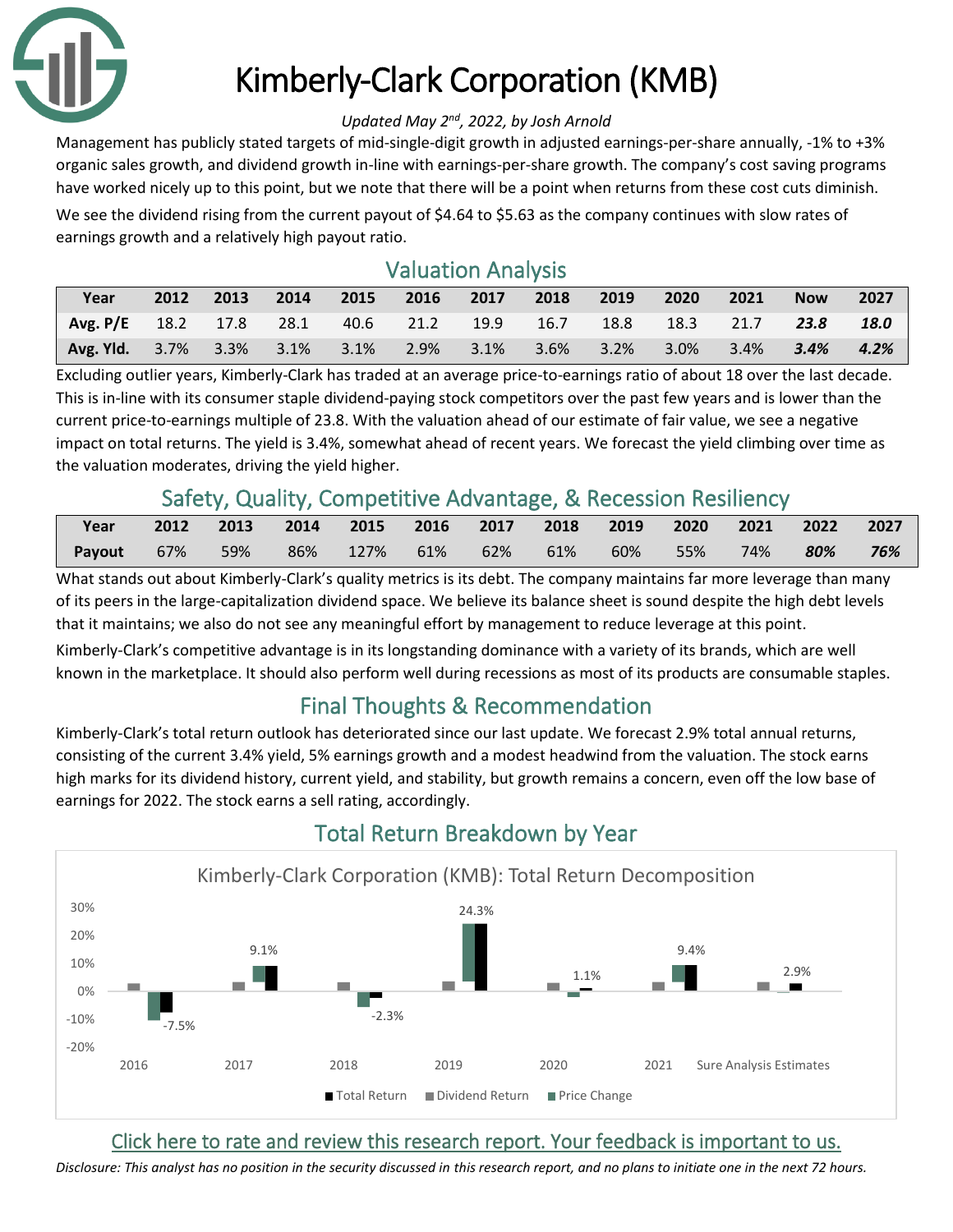# Kimberly-Clark Corporation (KMB)

*Updated May 2nd, 2022, by Josh Arnold*

Management has publicly stated targets of mid-single-digit growth in adjusted earnings-per-share annually, -1% to +3% organic sales growth, and dividend growth in-line with earnings-per-share growth. The company's cost saving programs have worked nicely up to this point, but we note that there will be a point when returns from these cost cuts diminish.

We see the dividend rising from the current payout of $4.64 to $5.63 as the company continues with slow rates of earnings growth and a relatively high payout ratio.

## Valuation Analysis

| Year | 2012 | 2013 | 2014 | 2015 | 2016 | 2017 | 2018 | 2019 | 2020 | 2021 | Now | 2027 |
|---|---|---|---|---|---|---|---|---|---|---|---|---|
| Avg. P/E | 18.2 | 17.8 | 28.1 | 40.6 | 21.2 | 19.9 | 16.7 | 18.8 | 18.3 | 21.7 | ***23.8*** | ***18.0*** |
| Avg. Yld. | 3.7% | 3.3% | 3.1% | 3.1% | 2.9% | 3.1% | 3.6% | 3.2% | 3.0% | 3.4% | ***3.4%*** | ***4.2%*** |

Excluding outlier years, Kimberly-Clark has traded at an average price-to-earnings ratio of about 18 over the last decade. This is in-line with its consumer staple dividend-paying stock competitors over the past few years and is lower than the current price-to-earnings multiple of 23.8. With the valuation ahead of our estimate of fair value, we see a negative impact on total returns. The yield is 3.4%, somewhat ahead of recent years. We forecast the yield climbing over time as the valuation moderates, driving the yield higher.

## Safety, Quality, Competitive Advantage, & Recession Resiliency

| Year | 2012 | 2013 | 2014 | 2015 | 2016 | 2017 | 2018 | 2019 | 2020 | 2021 | 2022 | 2027 |
|---|---|---|---|---|---|---|---|---|---|---|---|---|
| Payout | 67% | 59% | 86% | 127% | 61% | 62% | 61% | 60% | 55% | 74% | ***80%*** | ***76%*** |

What stands out about Kimberly-Clark's quality metrics is its debt. The company maintains far more leverage than many of its peers in the large-capitalization dividend space. We believe its balance sheet is sound despite the high debt levels that it maintains; we also do not see any meaningful effort by management to reduce leverage at this point.

Kimberly-Clark's competitive advantage is in its longstanding dominance with a variety of its brands, which are well known in the marketplace. It should also perform well during recessions as most of its products are consumable staples.

## Final Thoughts & Recommendation

Kimberly-Clark's total return outlook has deteriorated since our last update. We forecast 2.9% total annual returns, consisting of the current 3.4% yield, 5% earnings growth and a modest headwind from the valuation. The stock earns high marks for its dividend history, current yield, and stability, but growth remains a concern, even off the low base of earnings for 2022. The stock earns a sell rating, accordingly.

## Total Return Breakdown by Year

Kimberly-Clark Corporation (KMB): Total Return Decomposition

| | 2016 | 2017 | 2018 | 2019 | 2020 | 2021 | Sure Analysis Estimates |
|---|---|---|---|---|---|---|---|
| Total Return | -7.5% | 9.1% | -2.3% | 24.3% | 1.1% | 9.4% | 2.9% |

Click here to rate and review this research report. Your feedback is important to us.

*Disclosure: This analyst has no position in the security discussed in this research report, and no plans to initiate one in the next 72 hours.*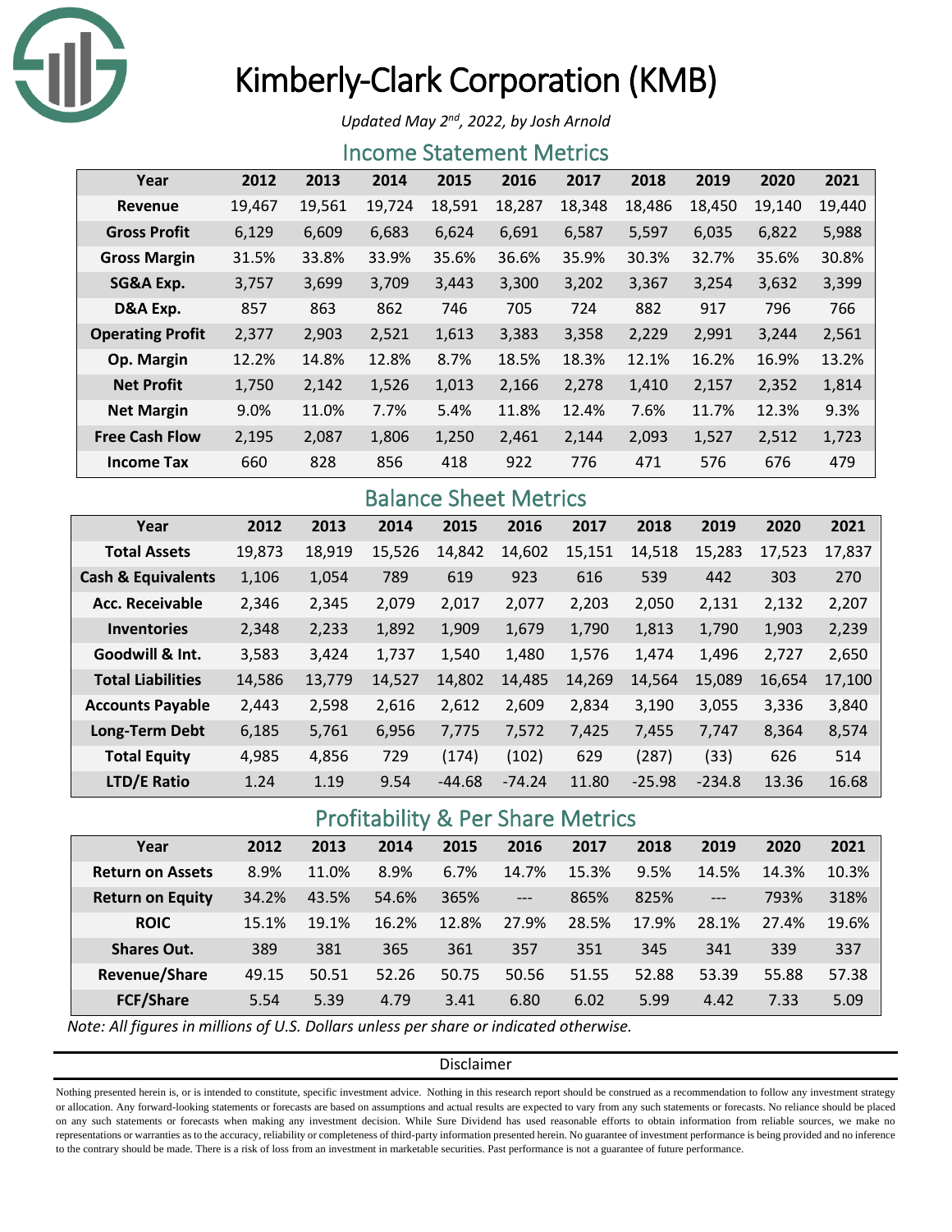# Kimberly-Clark Corporation (KMB)

*Updated May 2nd, 2022, by Josh Arnold*

## Income Statement Metrics

| Year | 2012 | 2013 | 2014 | 2015 | 2016 | 2017 | 2018 | 2019 | 2020 | 2021 |
|---|---|---|---|---|---|---|---|---|---|---|
| Revenue | 19,467 | 19,561 | 19,724 | 18,591 | 18,287 | 18,348 | 18,486 | 18,450 | 19,140 | 19,440 |
| Gross Profit | 6,129 | 6,609 | 6,683 | 6,624 | 6,691 | 6,587 | 5,597 | 6,035 | 6,822 | 5,988 |
| Gross Margin | 31.5% | 33.8% | 33.9% | 35.6% | 36.6% | 35.9% | 30.3% | 32.7% | 35.6% | 30.8% |
| SG&A Exp. | 3,757 | 3,699 | 3,709 | 3,443 | 3,300 | 3,202 | 3,367 | 3,254 | 3,632 | 3,399 |
| D&A Exp. | 857 | 863 | 862 | 746 | 705 | 724 | 882 | 917 | 796 | 766 |
| Operating Profit | 2,377 | 2,903 | 2,521 | 1,613 | 3,383 | 3,358 | 2,229 | 2,991 | 3,244 | 2,561 |
| Op. Margin | 12.2% | 14.8% | 12.8% | 8.7% | 18.5% | 18.3% | 12.1% | 16.2% | 16.9% | 13.2% |
| Net Profit | 1,750 | 2,142 | 1,526 | 1,013 | 2,166 | 2,278 | 1,410 | 2,157 | 2,352 | 1,814 |
| Net Margin | 9.0% | 11.0% | 7.7% | 5.4% | 11.8% | 12.4% | 7.6% | 11.7% | 12.3% | 9.3% |
| Free Cash Flow | 2,195 | 2,087 | 1,806 | 1,250 | 2,461 | 2,144 | 2,093 | 1,527 | 2,512 | 1,723 |
| Income Tax | 660 | 828 | 856 | 418 | 922 | 776 | 471 | 576 | 676 | 479 |

## Balance Sheet Metrics

| Year | 2012 | 2013 | 2014 | 2015 | 2016 | 2017 | 2018 | 2019 | 2020 | 2021 |
|---|---|---|---|---|---|---|---|---|---|---|
| Total Assets | 19,873 | 18,919 | 15,526 | 14,842 | 14,602 | 15,151 | 14,518 | 15,283 | 17,523 | 17,837 |
| Cash & Equivalents | 1,106 | 1,054 | 789 | 619 | 923 | 616 | 539 | 442 | 303 | 270 |
| Acc. Receivable | 2,346 | 2,345 | 2,079 | 2,017 | 2,077 | 2,203 | 2,050 | 2,131 | 2,132 | 2,207 |
| Inventories | 2,348 | 2,233 | 1,892 | 1,909 | 1,679 | 1,790 | 1,813 | 1,790 | 1,903 | 2,239 |
| Goodwill & Int. | 3,583 | 3,424 | 1,737 | 1,540 | 1,480 | 1,576 | 1,474 | 1,496 | 2,727 | 2,650 |
| Total Liabilities | 14,586 | 13,779 | 14,527 | 14,802 | 14,485 | 14,269 | 14,564 | 15,089 | 16,654 | 17,100 |
| Accounts Payable | 2,443 | 2,598 | 2,616 | 2,612 | 2,609 | 2,834 | 3,190 | 3,055 | 3,336 | 3,840 |
| Long-Term Debt | 6,185 | 5,761 | 6,956 | 7,775 | 7,572 | 7,425 | 7,455 | 7,747 | 8,364 | 8,574 |
| Total Equity | 4,985 | 4,856 | 729 | (174) | (102) | 629 | (287) | (33) | 626 | 514 |
| LTD/E Ratio | 1.24 | 1.19 | 9.54 | -44.68 | -74.24 | 11.80 | -25.98 | -234.8 | 13.36 | 16.68 |

## Profitability & Per Share Metrics

| Year | 2012 | 2013 | 2014 | 2015 | 2016 | 2017 | 2018 | 2019 | 2020 | 2021 |
|---|---|---|---|---|---|---|---|---|---|---|
| Return on Assets | 8.9% | 11.0% | 8.9% | 6.7% | 14.7% | 15.3% | 9.5% | 14.5% | 14.3% | 10.3% |
| Return on Equity | 34.2% | 43.5% | 54.6% | 365% | --- | 865% | 825% | --- | 793% | 318% |
| ROIC | 15.1% | 19.1% | 16.2% | 12.8% | 27.9% | 28.5% | 17.9% | 28.1% | 27.4% | 19.6% |
| Shares Out. | 389 | 381 | 365 | 361 | 357 | 351 | 345 | 341 | 339 | 337 |
| Revenue/Share | 49.15 | 50.51 | 52.26 | 50.75 | 50.56 | 51.55 | 52.88 | 53.39 | 55.88 | 57.38 |
| FCF/Share | 5.54 | 5.39 | 4.79 | 3.41 | 6.80 | 6.02 | 5.99 | 4.42 | 7.33 | 5.09 |

*Note: All figures in millions of U.S. Dollars unless per share or indicated otherwise.*

Disclaimer

Nothing presented herein is, or is intended to constitute, specific investment advice. Nothing in this research report should be construed as a recommendation to follow any investment strategy or allocation. Any forward-looking statements or forecasts are based on assumptions and actual results are expected to vary from any such statements or forecasts. No reliance should be placed on any such statements or forecasts when making any investment decision. While Sure Dividend has used reasonable efforts to obtain information from reliable sources, we make no representations or warranties as to the accuracy, reliability or completeness of third-party information presented herein. No guarantee of investment performance is being provided and no inference to the contrary should be made. There is a risk of loss from an investment in marketable securities. Past performance is not a guarantee of future performance.